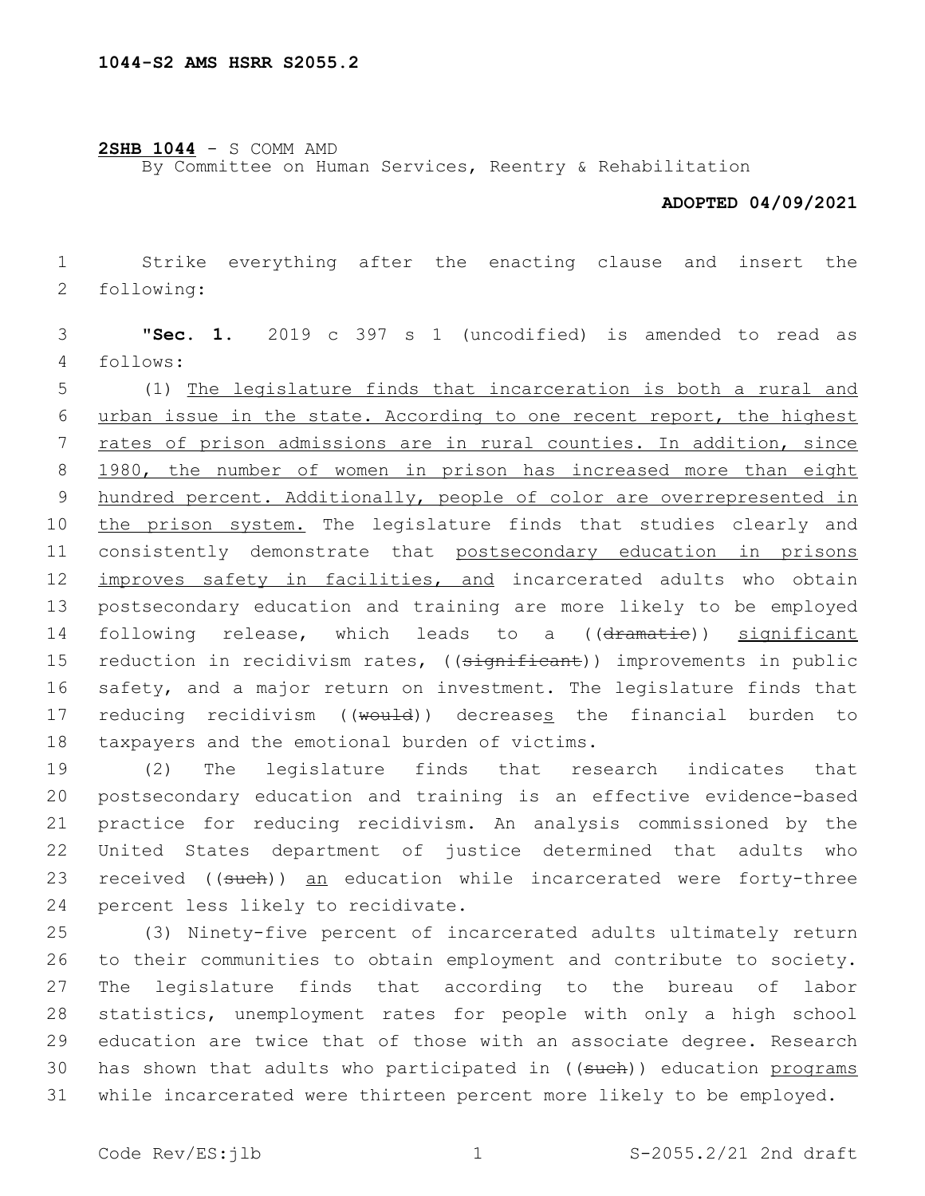1044-S2 AMS HSRR S2055.2

**2SHB 1044** - S COMM AMD
By Committee on Human Services, Reentry & Rehabilitation

**ADOPTED 04/09/2021**

Strike everything after the enacting clause and insert the following:

"**Sec. 1.** 2019 c 397 s 1 (uncodified) is amended to read as follows:

(1) The legislature finds that incarceration is both a rural and urban issue in the state. According to one recent report, the highest rates of prison admissions are in rural counties. In addition, since 1980, the number of women in prison has increased more than eight hundred percent. Additionally, people of color are overrepresented in the prison system. The legislature finds that studies clearly and consistently demonstrate that postsecondary education in prisons improves safety in facilities, and incarcerated adults who obtain postsecondary education and training are more likely to be employed following release, which leads to a ((~~dramatic~~)) significant reduction in recidivism rates, ((~~significant~~)) improvements in public safety, and a major return on investment. The legislature finds that reducing recidivism ((~~would~~)) decreases the financial burden to taxpayers and the emotional burden of victims.

(2) The legislature finds that research indicates that postsecondary education and training is an effective evidence-based practice for reducing recidivism. An analysis commissioned by the United States department of justice determined that adults who received ((~~such~~)) an education while incarcerated were forty-three percent less likely to recidivate.

(3) Ninety-five percent of incarcerated adults ultimately return to their communities to obtain employment and contribute to society. The legislature finds that according to the bureau of labor statistics, unemployment rates for people with only a high school education are twice that of those with an associate degree. Research has shown that adults who participated in ((~~such~~)) education programs while incarcerated were thirteen percent more likely to be employed.

Code Rev/ES:jlb S-2055.2/21 2nd draft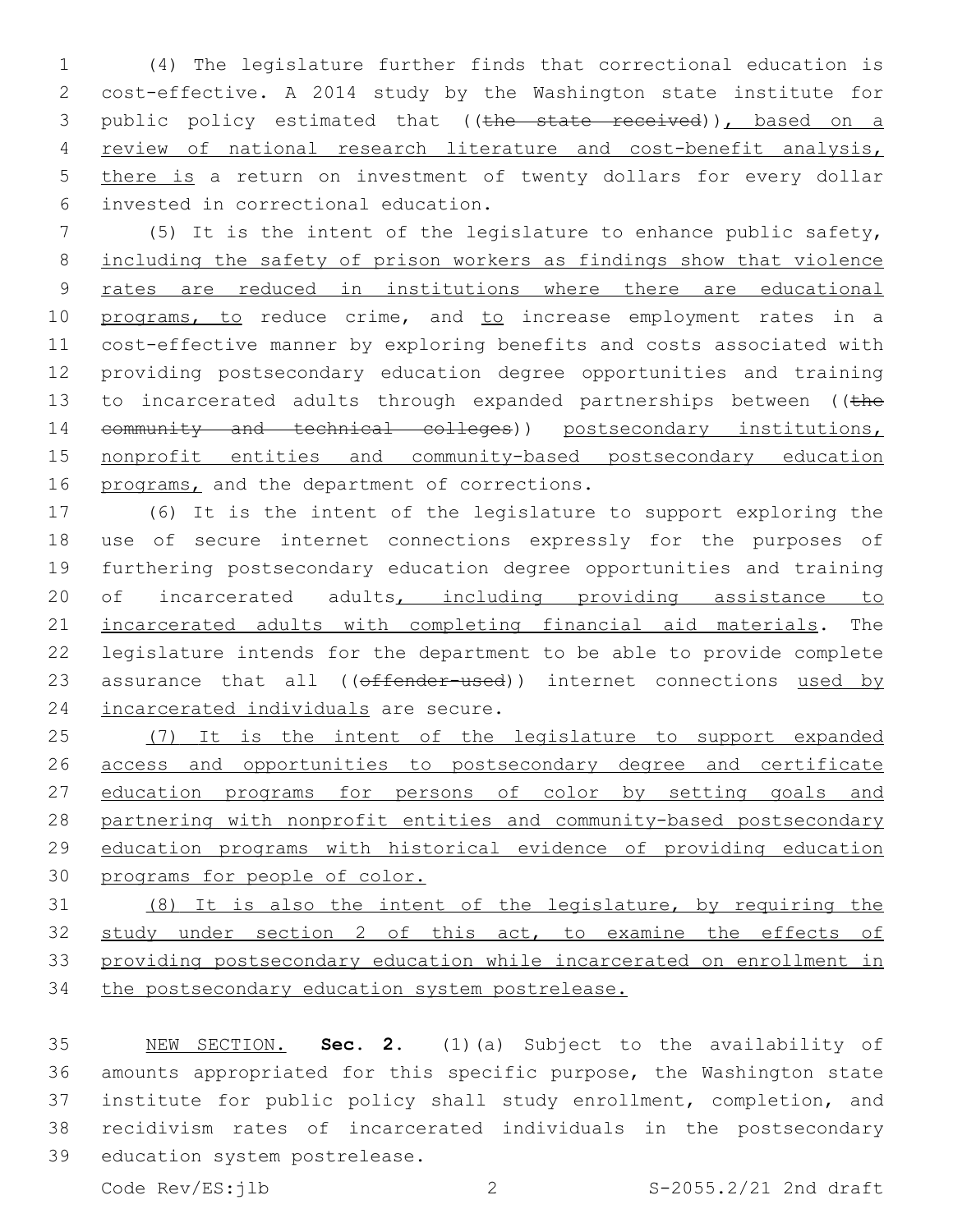(4) The legislature further finds that correctional education is cost-effective. A 2014 study by the Washington state institute for public policy estimated that ((~~the state received~~)), based on a review of national research literature and cost-benefit analysis, there is a return on investment of twenty dollars for every dollar invested in correctional education.

(5) It is the intent of the legislature to enhance public safety, including the safety of prison workers as findings show that violence rates are reduced in institutions where there are educational programs, to reduce crime, and to increase employment rates in a cost-effective manner by exploring benefits and costs associated with providing postsecondary education degree opportunities and training to incarcerated adults through expanded partnerships between ((~~the community and technical colleges~~)) postsecondary institutions, nonprofit entities and community-based postsecondary education programs, and the department of corrections.

(6) It is the intent of the legislature to support exploring the use of secure internet connections expressly for the purposes of furthering postsecondary education degree opportunities and training of incarcerated adults, including providing assistance to incarcerated adults with completing financial aid materials. The legislature intends for the department to be able to provide complete assurance that all ((~~offender-used~~)) internet connections used by incarcerated individuals are secure.

(7) It is the intent of the legislature to support expanded access and opportunities to postsecondary degree and certificate education programs for persons of color by setting goals and partnering with nonprofit entities and community-based postsecondary education programs with historical evidence of providing education programs for people of color.

(8) It is also the intent of the legislature, by requiring the study under section 2 of this act, to examine the effects of providing postsecondary education while incarcerated on enrollment in the postsecondary education system postrelease.

NEW SECTION. **Sec. 2.** (1)(a) Subject to the availability of amounts appropriated for this specific purpose, the Washington state institute for public policy shall study enrollment, completion, and recidivism rates of incarcerated individuals in the postsecondary education system postrelease.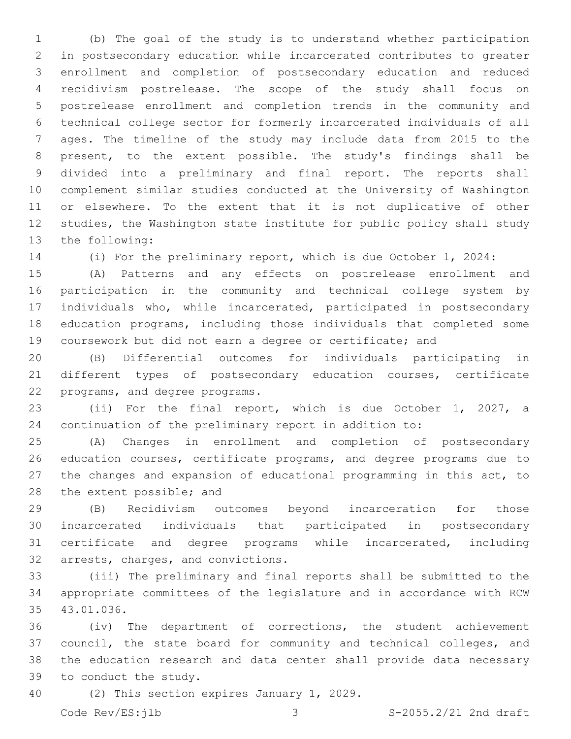(b) The goal of the study is to understand whether participation in postsecondary education while incarcerated contributes to greater enrollment and completion of postsecondary education and reduced recidivism postrelease. The scope of the study shall focus on postrelease enrollment and completion trends in the community and technical college sector for formerly incarcerated individuals of all ages. The timeline of the study may include data from 2015 to the present, to the extent possible. The study's findings shall be divided into a preliminary and final report. The reports shall complement similar studies conducted at the University of Washington or elsewhere. To the extent that it is not duplicative of other studies, the Washington state institute for public policy shall study the following:

(i) For the preliminary report, which is due October 1, 2024:

(A) Patterns and any effects on postrelease enrollment and participation in the community and technical college system by individuals who, while incarcerated, participated in postsecondary education programs, including those individuals that completed some coursework but did not earn a degree or certificate; and

(B) Differential outcomes for individuals participating in different types of postsecondary education courses, certificate programs, and degree programs.

(ii) For the final report, which is due October 1, 2027, a continuation of the preliminary report in addition to:

(A) Changes in enrollment and completion of postsecondary education courses, certificate programs, and degree programs due to the changes and expansion of educational programming in this act, to the extent possible; and

(B) Recidivism outcomes beyond incarceration for those incarcerated individuals that participated in postsecondary certificate and degree programs while incarcerated, including arrests, charges, and convictions.

(iii) The preliminary and final reports shall be submitted to the appropriate committees of the legislature and in accordance with RCW 43.01.036.

(iv) The department of corrections, the student achievement council, the state board for community and technical colleges, and the education research and data center shall provide data necessary to conduct the study.

(2) This section expires January 1, 2029.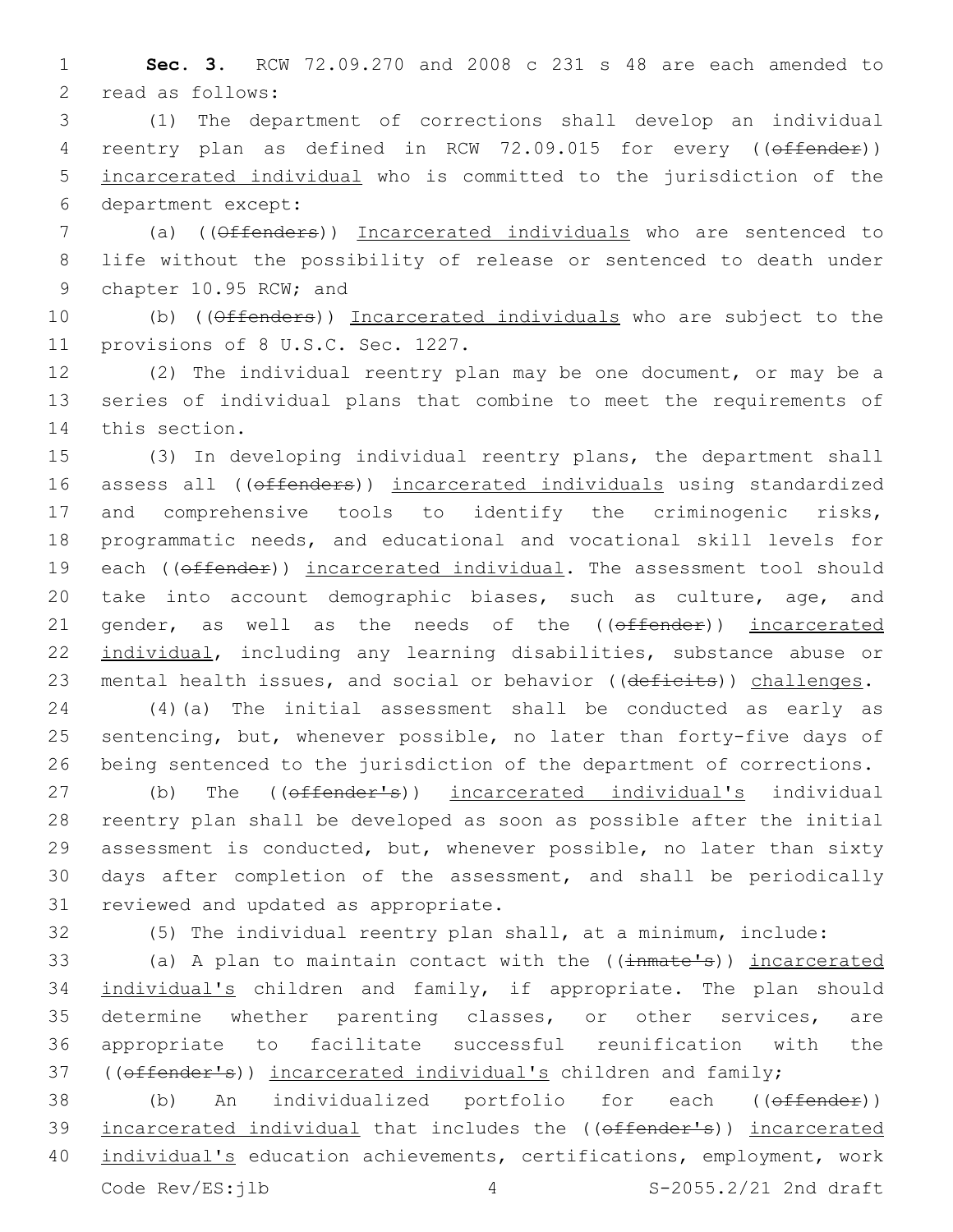**Sec. 3.** RCW 72.09.270 and 2008 c 231 s 48 are each amended to read as follows:

(1) The department of corrections shall develop an individual reentry plan as defined in RCW 72.09.015 for every ((~~offender~~)) <u>incarcerated individual</u> who is committed to the jurisdiction of the department except:

(a) ((~~Offenders~~)) <u>Incarcerated individuals</u> who are sentenced to life without the possibility of release or sentenced to death under chapter 10.95 RCW; and

(b) ((~~Offenders~~)) <u>Incarcerated individuals</u> who are subject to the provisions of 8 U.S.C. Sec. 1227.

(2) The individual reentry plan may be one document, or may be a series of individual plans that combine to meet the requirements of this section.

(3) In developing individual reentry plans, the department shall assess all ((~~offenders~~)) <u>incarcerated individuals</u> using standardized and comprehensive tools to identify the criminogenic risks, programmatic needs, and educational and vocational skill levels for each ((~~offender~~)) <u>incarcerated individual</u>. The assessment tool should take into account demographic biases, such as culture, age, and gender, as well as the needs of the ((~~offender~~)) <u>incarcerated individual</u>, including any learning disabilities, substance abuse or mental health issues, and social or behavior ((~~deficits~~)) <u>challenges</u>.

(4)(a) The initial assessment shall be conducted as early as sentencing, but, whenever possible, no later than forty-five days of being sentenced to the jurisdiction of the department of corrections.

(b) The ((~~offender's~~)) <u>incarcerated individual's</u> individual reentry plan shall be developed as soon as possible after the initial assessment is conducted, but, whenever possible, no later than sixty days after completion of the assessment, and shall be periodically reviewed and updated as appropriate.

(5) The individual reentry plan shall, at a minimum, include:

(a) A plan to maintain contact with the ((~~inmate's~~)) <u>incarcerated individual's</u> children and family, if appropriate. The plan should determine whether parenting classes, or other services, are appropriate to facilitate successful reunification with the ((~~offender's~~)) <u>incarcerated individual's</u> children and family;

(b) An individualized portfolio for each ((~~offender~~)) <u>incarcerated individual</u> that includes the ((~~offender's~~)) <u>incarcerated individual's</u> education achievements, certifications, employment, work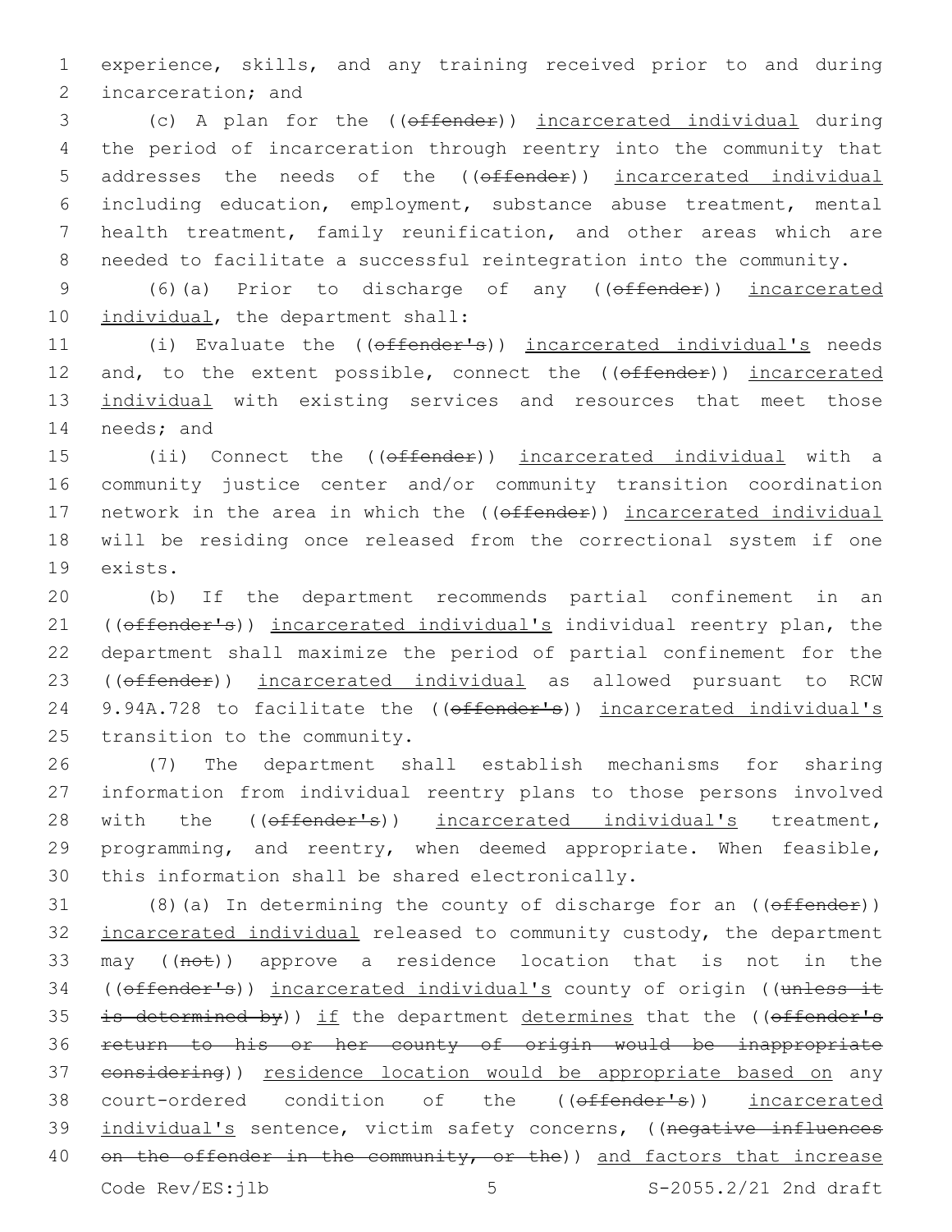experience, skills, and any training received prior to and during incarceration; and

(c) A plan for the ((~~offender~~)) <u>incarcerated individual</u> during the period of incarceration through reentry into the community that addresses the needs of the ((~~offender~~)) <u>incarcerated individual</u> including education, employment, substance abuse treatment, mental health treatment, family reunification, and other areas which are needed to facilitate a successful reintegration into the community.

(6)(a) Prior to discharge of any ((~~offender~~)) <u>incarcerated individual</u>, the department shall:

(i) Evaluate the ((~~offender's~~)) <u>incarcerated individual's</u> needs and, to the extent possible, connect the ((~~offender~~)) <u>incarcerated individual</u> with existing services and resources that meet those needs; and

(ii) Connect the ((~~offender~~)) <u>incarcerated individual</u> with a community justice center and/or community transition coordination network in the area in which the ((~~offender~~)) <u>incarcerated individual</u> will be residing once released from the correctional system if one exists.

(b) If the department recommends partial confinement in an ((~~offender's~~)) <u>incarcerated individual's</u> individual reentry plan, the department shall maximize the period of partial confinement for the ((~~offender~~)) <u>incarcerated individual</u> as allowed pursuant to RCW 9.94A.728 to facilitate the ((~~offender's~~)) <u>incarcerated individual's</u> transition to the community.

(7) The department shall establish mechanisms for sharing information from individual reentry plans to those persons involved with the ((~~offender's~~)) <u>incarcerated individual's</u> treatment, programming, and reentry, when deemed appropriate. When feasible, this information shall be shared electronically.

(8)(a) In determining the county of discharge for an ((~~offender~~)) <u>incarcerated individual</u> released to community custody, the department may ((~~not~~)) approve a residence location that is not in the ((~~offender's~~)) <u>incarcerated individual's</u> county of origin ((~~unless it is determined by~~)) <u>if</u> the department <u>determines</u> that the ((~~offender's return to his or her county of origin would be inappropriate considering~~)) <u>residence location would be appropriate based on</u> any court-ordered condition of the ((~~offender's~~)) <u>incarcerated individual's</u> sentence, victim safety concerns, ((~~negative influences on the offender in the community, or the~~)) <u>and factors that increase</u>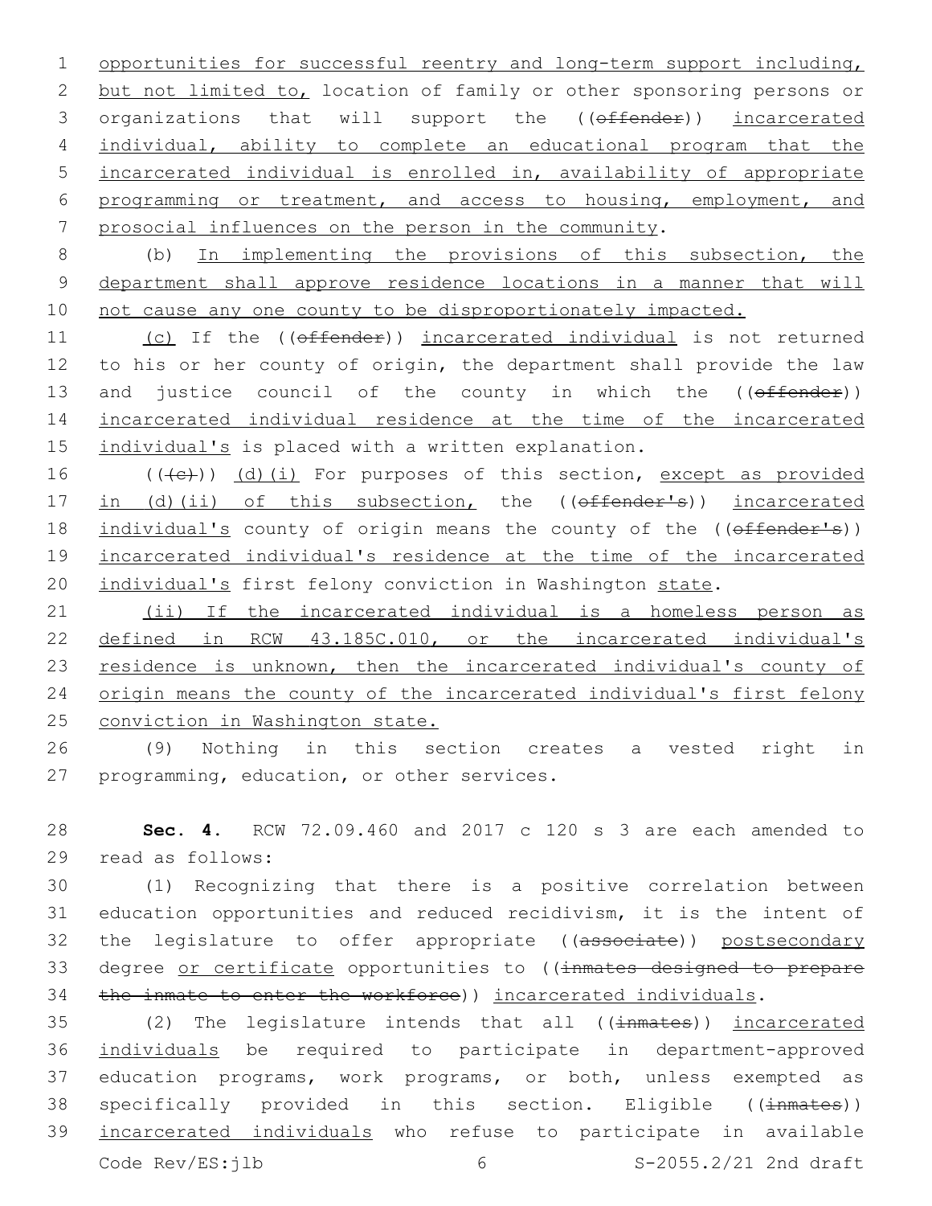opportunities for successful reentry and long-term support including, but not limited to, location of family or other sponsoring persons or organizations that will support the ((~~offender~~)) incarcerated individual, ability to complete an educational program that the incarcerated individual is enrolled in, availability of appropriate programming or treatment, and access to housing, employment, and prosocial influences on the person in the community.

(b) In implementing the provisions of this subsection, the department shall approve residence locations in a manner that will not cause any one county to be disproportionately impacted.

(c) If the ((~~offender~~)) incarcerated individual is not returned to his or her county of origin, the department shall provide the law and justice council of the county in which the ((~~offender~~)) incarcerated individual residence at the time of the incarcerated individual's is placed with a written explanation.

((~~(c)~~)) (d)(i) For purposes of this section, except as provided in (d)(ii) of this subsection, the ((~~offender's~~)) incarcerated individual's county of origin means the county of the ((~~offender's~~)) incarcerated individual's residence at the time of the incarcerated individual's first felony conviction in Washington state.

(ii) If the incarcerated individual is a homeless person as defined in RCW 43.185C.010, or the incarcerated individual's residence is unknown, then the incarcerated individual's county of origin means the county of the incarcerated individual's first felony conviction in Washington state.

(9) Nothing in this section creates a vested right in programming, education, or other services.

**Sec. 4.** RCW 72.09.460 and 2017 c 120 s 3 are each amended to read as follows:

(1) Recognizing that there is a positive correlation between education opportunities and reduced recidivism, it is the intent of the legislature to offer appropriate ((~~associate~~)) postsecondary degree or certificate opportunities to ((~~inmates designed to prepare the inmate to enter the workforce~~)) incarcerated individuals.

(2) The legislature intends that all ((~~inmates~~)) incarcerated individuals be required to participate in department-approved education programs, work programs, or both, unless exempted as specifically provided in this section. Eligible ((~~inmates~~)) incarcerated individuals who refuse to participate in available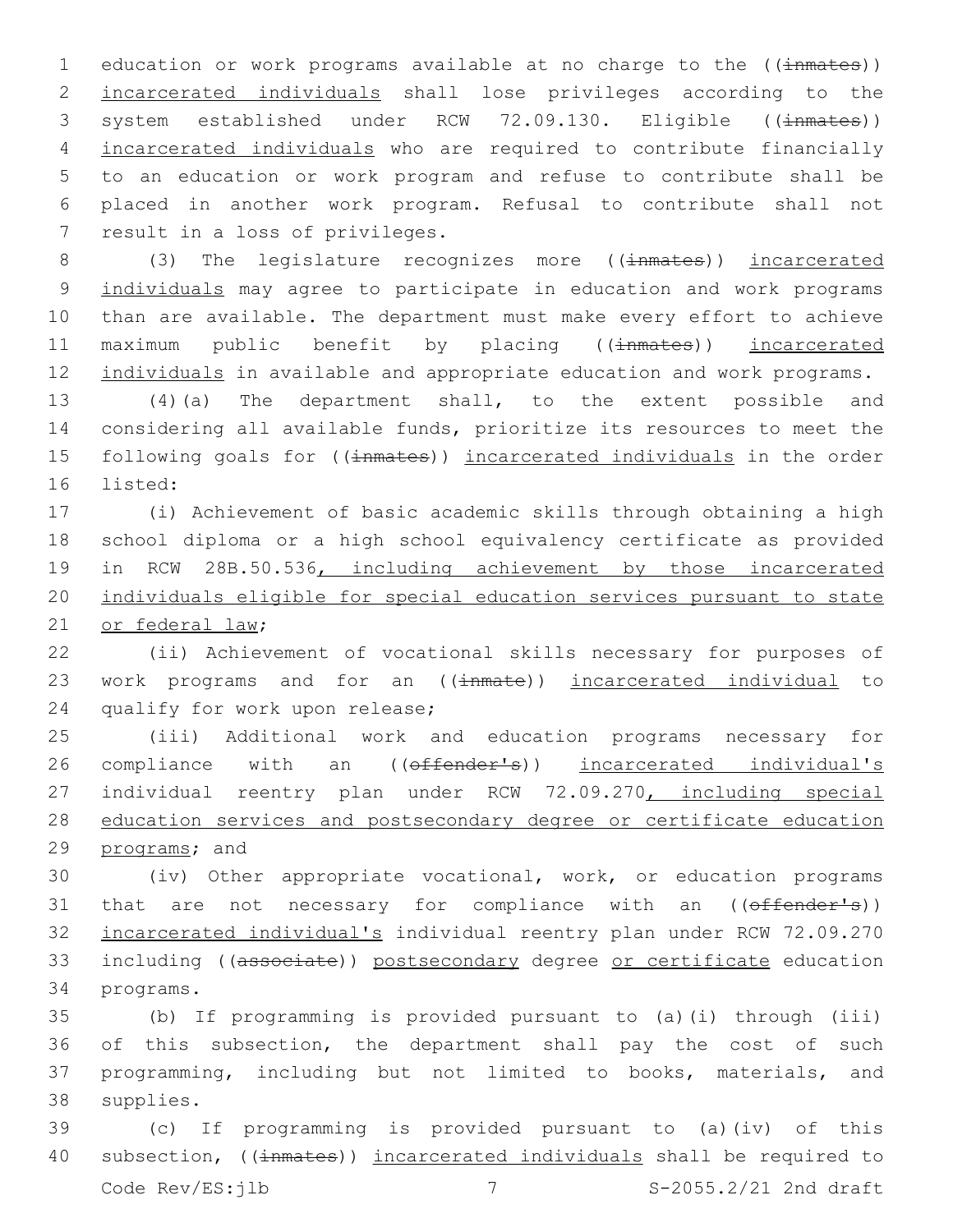education or work programs available at no charge to the ((~~inmates~~)) <u>incarcerated individuals</u> shall lose privileges according to the system established under RCW 72.09.130. Eligible ((~~inmates~~)) <u>incarcerated individuals</u> who are required to contribute financially to an education or work program and refuse to contribute shall be placed in another work program. Refusal to contribute shall not result in a loss of privileges.

(3) The legislature recognizes more ((~~inmates~~)) <u>incarcerated individuals</u> may agree to participate in education and work programs than are available. The department must make every effort to achieve maximum public benefit by placing ((~~inmates~~)) <u>incarcerated individuals</u> in available and appropriate education and work programs.

(4)(a) The department shall, to the extent possible and considering all available funds, prioritize its resources to meet the following goals for ((~~inmates~~)) <u>incarcerated individuals</u> in the order listed:

(i) Achievement of basic academic skills through obtaining a high school diploma or a high school equivalency certificate as provided in RCW 28B.50.536<u>, including achievement by those incarcerated individuals eligible for special education services pursuant to state or federal law</u>;

(ii) Achievement of vocational skills necessary for purposes of work programs and for an ((~~inmate~~)) <u>incarcerated individual</u> to qualify for work upon release;

(iii) Additional work and education programs necessary for compliance with an ((~~offender's~~)) <u>incarcerated individual's</u> individual reentry plan under RCW 72.09.270<u>, including special education services and postsecondary degree or certificate education programs</u>; and

(iv) Other appropriate vocational, work, or education programs that are not necessary for compliance with an ((~~offender's~~)) <u>incarcerated individual's</u> individual reentry plan under RCW 72.09.270 including ((~~associate~~)) <u>postsecondary</u> degree <u>or certificate</u> education programs.

(b) If programming is provided pursuant to (a)(i) through (iii) of this subsection, the department shall pay the cost of such programming, including but not limited to books, materials, and supplies.

(c) If programming is provided pursuant to (a)(iv) of this subsection, ((~~inmates~~)) <u>incarcerated individuals</u> shall be required to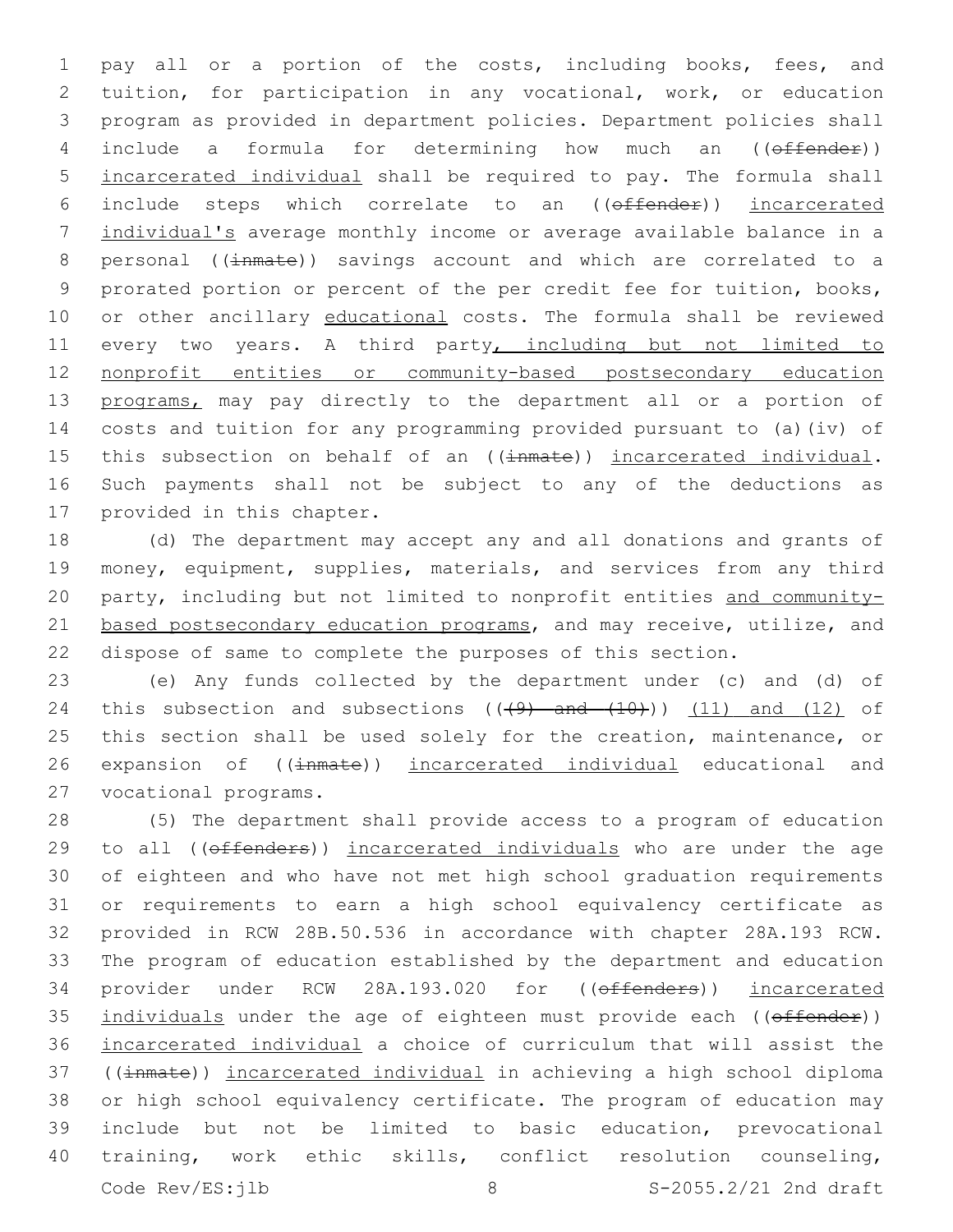pay all or a portion of the costs, including books, fees, and tuition, for participation in any vocational, work, or education program as provided in department policies. Department policies shall include a formula for determining how much an ((~~offender~~)) incarcerated individual shall be required to pay. The formula shall include steps which correlate to an ((~~offender~~)) incarcerated individual's average monthly income or average available balance in a personal ((~~inmate~~)) savings account and which are correlated to a prorated portion or percent of the per credit fee for tuition, books, or other ancillary educational costs. The formula shall be reviewed every two years. A third party, including but not limited to nonprofit entities or community-based postsecondary education programs, may pay directly to the department all or a portion of costs and tuition for any programming provided pursuant to (a)(iv) of this subsection on behalf of an ((~~inmate~~)) incarcerated individual. Such payments shall not be subject to any of the deductions as provided in this chapter.

(d) The department may accept any and all donations and grants of money, equipment, supplies, materials, and services from any third party, including but not limited to nonprofit entities and community-based postsecondary education programs, and may receive, utilize, and dispose of same to complete the purposes of this section.

(e) Any funds collected by the department under (c) and (d) of this subsection and subsections ((~~(9) and (10)~~)) (11) and (12) of this section shall be used solely for the creation, maintenance, or expansion of ((~~inmate~~)) incarcerated individual educational and vocational programs.

(5) The department shall provide access to a program of education to all ((~~offenders~~)) incarcerated individuals who are under the age of eighteen and who have not met high school graduation requirements or requirements to earn a high school equivalency certificate as provided in RCW 28B.50.536 in accordance with chapter 28A.193 RCW. The program of education established by the department and education provider under RCW 28A.193.020 for ((~~offenders~~)) incarcerated individuals under the age of eighteen must provide each ((~~offender~~)) incarcerated individual a choice of curriculum that will assist the ((~~inmate~~)) incarcerated individual in achieving a high school diploma or high school equivalency certificate. The program of education may include but not be limited to basic education, prevocational training, work ethic skills, conflict resolution counseling,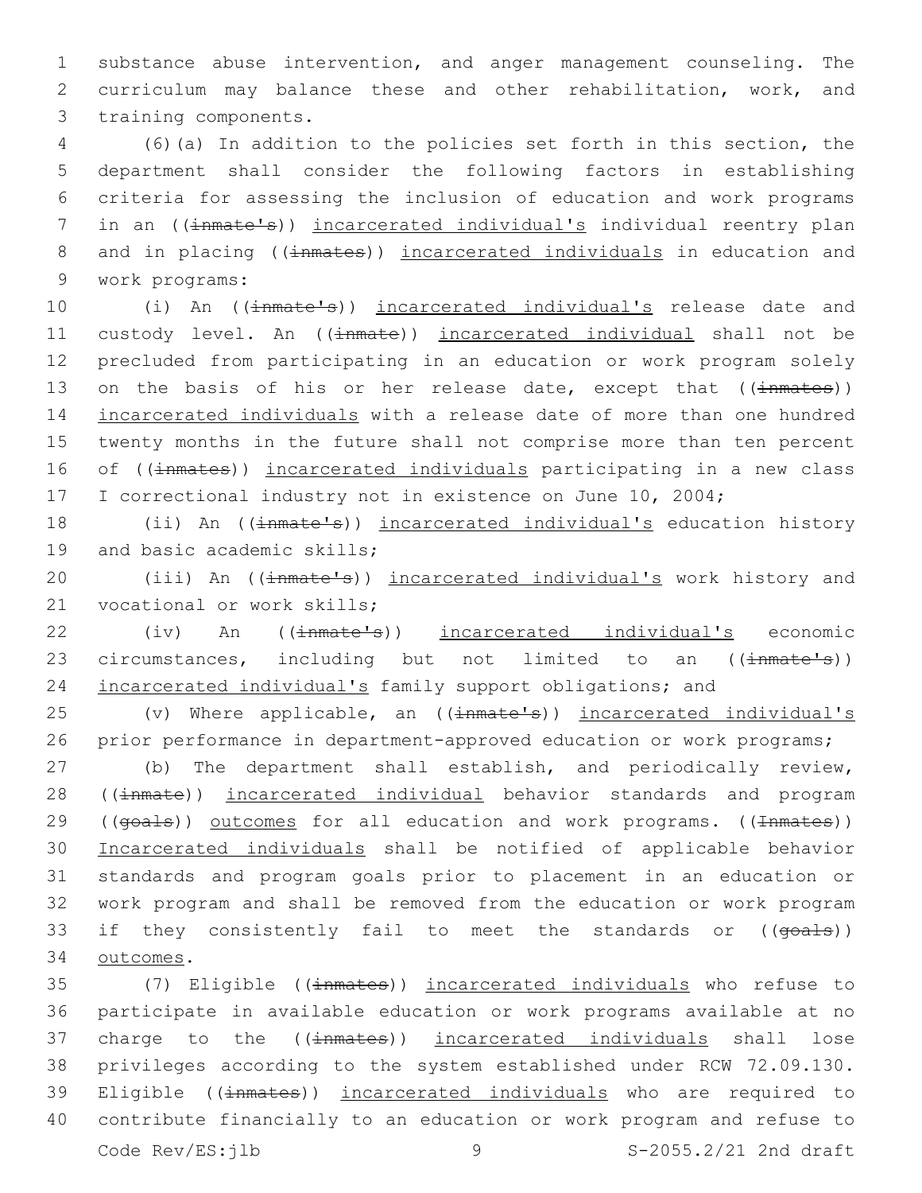substance abuse intervention, and anger management counseling. The curriculum may balance these and other rehabilitation, work, and training components.

(6)(a) In addition to the policies set forth in this section, the department shall consider the following factors in establishing criteria for assessing the inclusion of education and work programs in an ((~~inmate's~~)) <u>incarcerated individual's</u> individual reentry plan and in placing ((~~inmates~~)) <u>incarcerated individuals</u> in education and work programs:

(i) An ((~~inmate's~~)) <u>incarcerated individual's</u> release date and custody level. An ((~~inmate~~)) <u>incarcerated individual</u> shall not be precluded from participating in an education or work program solely on the basis of his or her release date, except that ((~~inmates~~)) <u>incarcerated individuals</u> with a release date of more than one hundred twenty months in the future shall not comprise more than ten percent of ((~~inmates~~)) <u>incarcerated individuals</u> participating in a new class I correctional industry not in existence on June 10, 2004;

(ii) An ((~~inmate's~~)) <u>incarcerated individual's</u> education history and basic academic skills;

(iii) An ((~~inmate's~~)) <u>incarcerated individual's</u> work history and vocational or work skills;

(iv) An ((~~inmate's~~)) <u>incarcerated individual's</u> economic circumstances, including but not limited to an ((~~inmate's~~)) <u>incarcerated individual's</u> family support obligations; and

(v) Where applicable, an ((~~inmate's~~)) <u>incarcerated individual's</u> prior performance in department-approved education or work programs;

(b) The department shall establish, and periodically review, ((~~inmate~~)) <u>incarcerated individual</u> behavior standards and program ((~~goals~~)) <u>outcomes</u> for all education and work programs. ((~~Inmates~~)) <u>Incarcerated individuals</u> shall be notified of applicable behavior standards and program goals prior to placement in an education or work program and shall be removed from the education or work program if they consistently fail to meet the standards or ((~~goals~~)) <u>outcomes</u>.

(7) Eligible ((~~inmates~~)) <u>incarcerated individuals</u> who refuse to participate in available education or work programs available at no charge to the ((~~inmates~~)) <u>incarcerated individuals</u> shall lose privileges according to the system established under RCW 72.09.130. Eligible ((~~inmates~~)) <u>incarcerated individuals</u> who are required to contribute financially to an education or work program and refuse to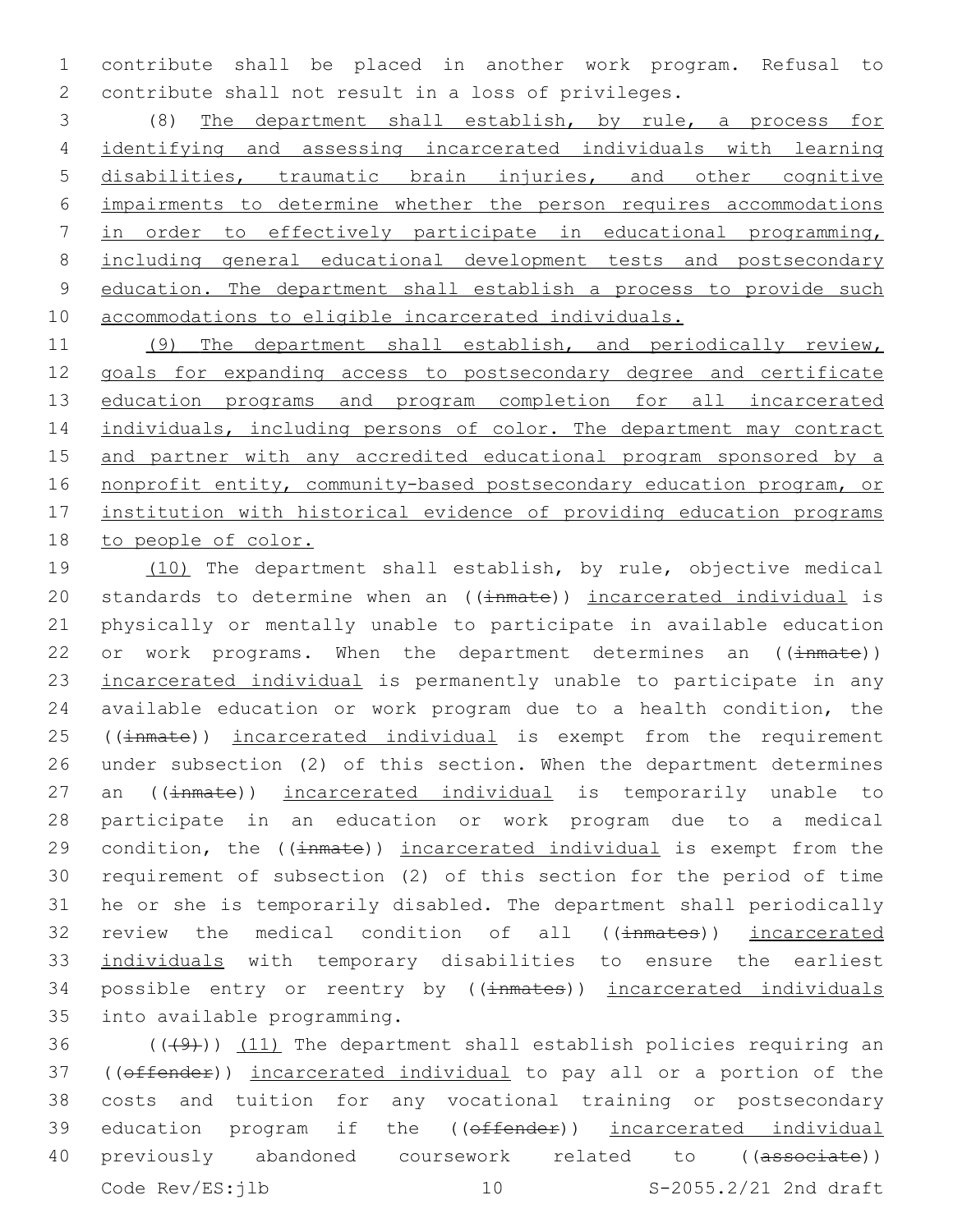contribute shall be placed in another work program. Refusal to contribute shall not result in a loss of privileges.

(8) The department shall establish, by rule, a process for identifying and assessing incarcerated individuals with learning disabilities, traumatic brain injuries, and other cognitive impairments to determine whether the person requires accommodations in order to effectively participate in educational programming, including general educational development tests and postsecondary education. The department shall establish a process to provide such accommodations to eligible incarcerated individuals.

(9) The department shall establish, and periodically review, goals for expanding access to postsecondary degree and certificate education programs and program completion for all incarcerated individuals, including persons of color. The department may contract and partner with any accredited educational program sponsored by a nonprofit entity, community-based postsecondary education program, or institution with historical evidence of providing education programs to people of color.

(10) The department shall establish, by rule, objective medical standards to determine when an ((~~inmate~~)) incarcerated individual is physically or mentally unable to participate in available education or work programs. When the department determines an ((~~inmate~~)) incarcerated individual is permanently unable to participate in any available education or work program due to a health condition, the ((~~inmate~~)) incarcerated individual is exempt from the requirement under subsection (2) of this section. When the department determines an ((~~inmate~~)) incarcerated individual is temporarily unable to participate in an education or work program due to a medical condition, the ((~~inmate~~)) incarcerated individual is exempt from the requirement of subsection (2) of this section for the period of time he or she is temporarily disabled. The department shall periodically review the medical condition of all ((~~inmates~~)) incarcerated individuals with temporary disabilities to ensure the earliest possible entry or reentry by ((~~inmates~~)) incarcerated individuals into available programming.

((~~(9)~~)) (11) The department shall establish policies requiring an ((~~offender~~)) incarcerated individual to pay all or a portion of the costs and tuition for any vocational training or postsecondary education program if the ((~~offender~~)) incarcerated individual previously abandoned coursework related to ((~~associate~~))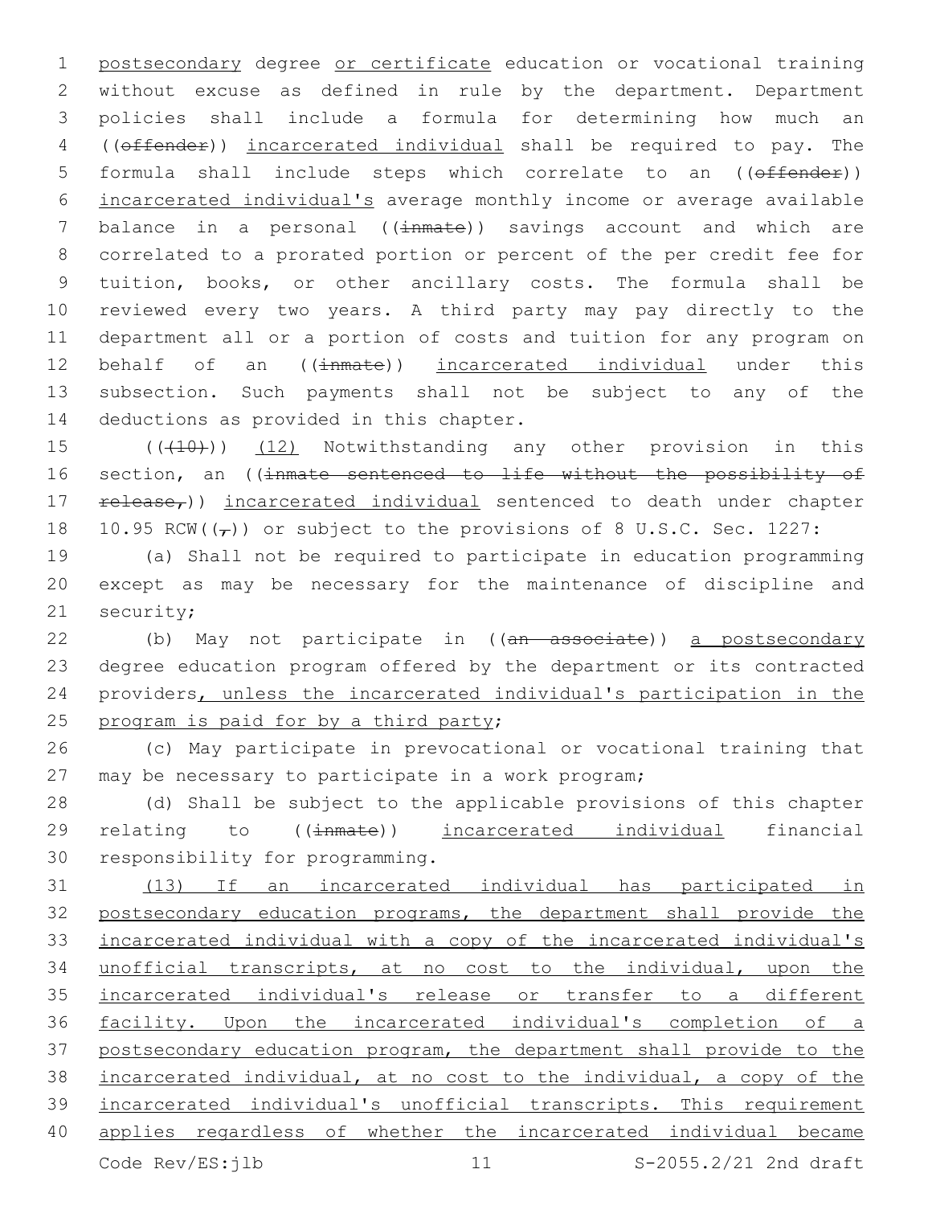postsecondary degree or certificate education or vocational training without excuse as defined in rule by the department. Department policies shall include a formula for determining how much an ((~~offender~~)) incarcerated individual shall be required to pay. The formula shall include steps which correlate to an ((~~offender~~)) incarcerated individual's average monthly income or average available balance in a personal ((~~inmate~~)) savings account and which are correlated to a prorated portion or percent of the per credit fee for tuition, books, or other ancillary costs. The formula shall be reviewed every two years. A third party may pay directly to the department all or a portion of costs and tuition for any program on behalf of an ((~~inmate~~)) incarcerated individual under this subsection. Such payments shall not be subject to any of the deductions as provided in this chapter.

((~~(10)~~)) (12) Notwithstanding any other provision in this section, an ((~~inmate sentenced to life without the possibility of release,~~)) incarcerated individual sentenced to death under chapter 10.95 RCW((~~,~~)) or subject to the provisions of 8 U.S.C. Sec. 1227:

(a) Shall not be required to participate in education programming except as may be necessary for the maintenance of discipline and security;

(b) May not participate in ((~~an associate~~)) a postsecondary degree education program offered by the department or its contracted providers, unless the incarcerated individual's participation in the program is paid for by a third party;

(c) May participate in prevocational or vocational training that may be necessary to participate in a work program;

(d) Shall be subject to the applicable provisions of this chapter relating to ((~~inmate~~)) incarcerated individual financial responsibility for programming.

(13) If an incarcerated individual has participated in postsecondary education programs, the department shall provide the incarcerated individual with a copy of the incarcerated individual's unofficial transcripts, at no cost to the individual, upon the incarcerated individual's release or transfer to a different facility. Upon the incarcerated individual's completion of a postsecondary education program, the department shall provide to the incarcerated individual, at no cost to the individual, a copy of the incarcerated individual's unofficial transcripts. This requirement applies regardless of whether the incarcerated individual became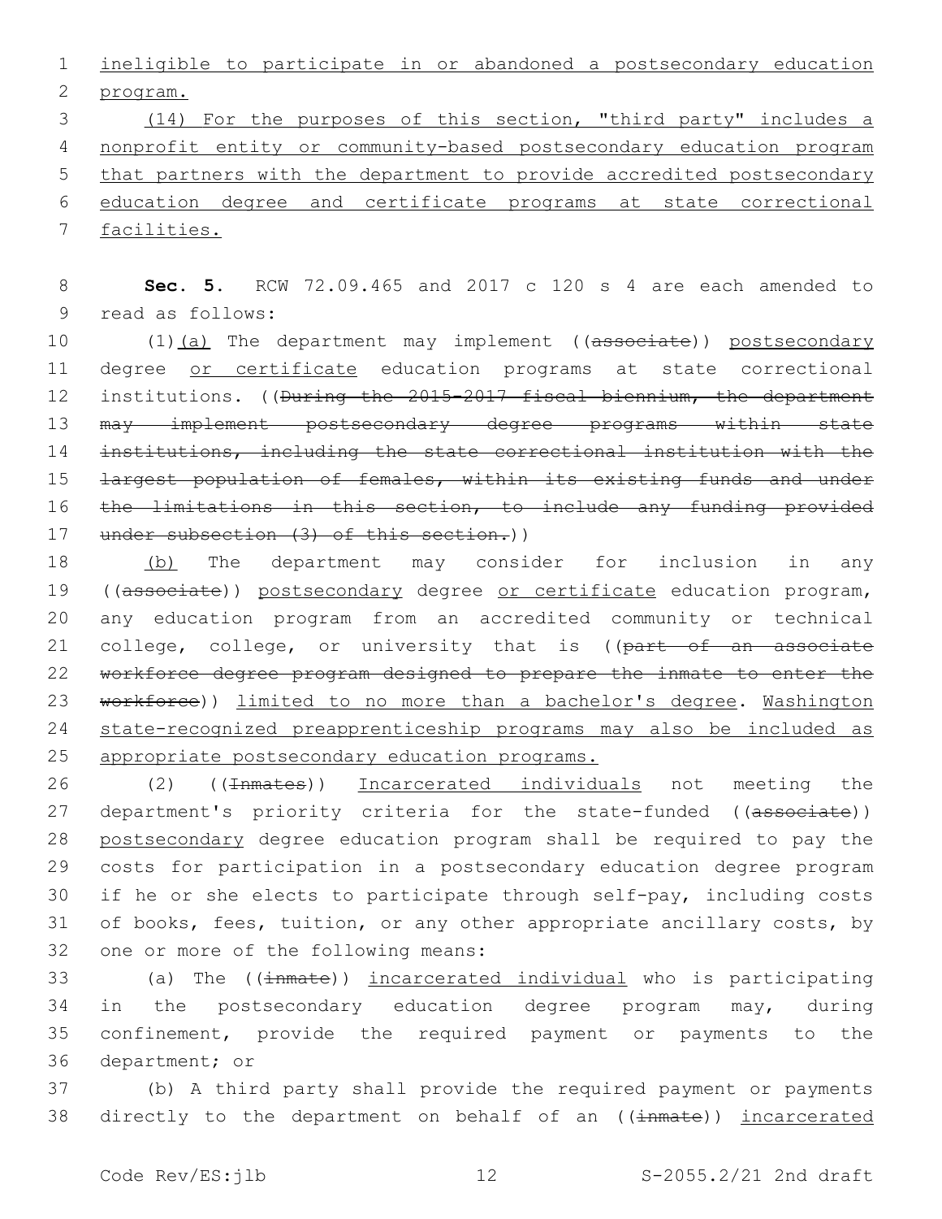ineligible to participate in or abandoned a postsecondary education program.

(14) For the purposes of this section, "third party" includes a nonprofit entity or community-based postsecondary education program that partners with the department to provide accredited postsecondary education degree and certificate programs at state correctional facilities.

**Sec. 5.** RCW 72.09.465 and 2017 c 120 s 4 are each amended to read as follows:

(1)(a) The department may implement ((associate)) postsecondary degree or certificate education programs at state correctional institutions. ((During the 2015-2017 fiscal biennium, the department may implement postsecondary degree programs within state institutions, including the state correctional institution with the largest population of females, within its existing funds and under the limitations in this section, to include any funding provided under subsection (3) of this section.))

(b) The department may consider for inclusion in any ((associate)) postsecondary degree or certificate education program, any education program from an accredited community or technical college, college, or university that is ((part of an associate workforce degree program designed to prepare the inmate to enter the workforce)) limited to no more than a bachelor's degree. Washington state-recognized preapprenticeship programs may also be included as appropriate postsecondary education programs.

(2) ((Inmates)) Incarcerated individuals not meeting the department's priority criteria for the state-funded ((associate)) postsecondary degree education program shall be required to pay the costs for participation in a postsecondary education degree program if he or she elects to participate through self-pay, including costs of books, fees, tuition, or any other appropriate ancillary costs, by one or more of the following means:

(a) The ((inmate)) incarcerated individual who is participating in the postsecondary education degree program may, during confinement, provide the required payment or payments to the department; or

(b) A third party shall provide the required payment or payments directly to the department on behalf of an ((inmate)) incarcerated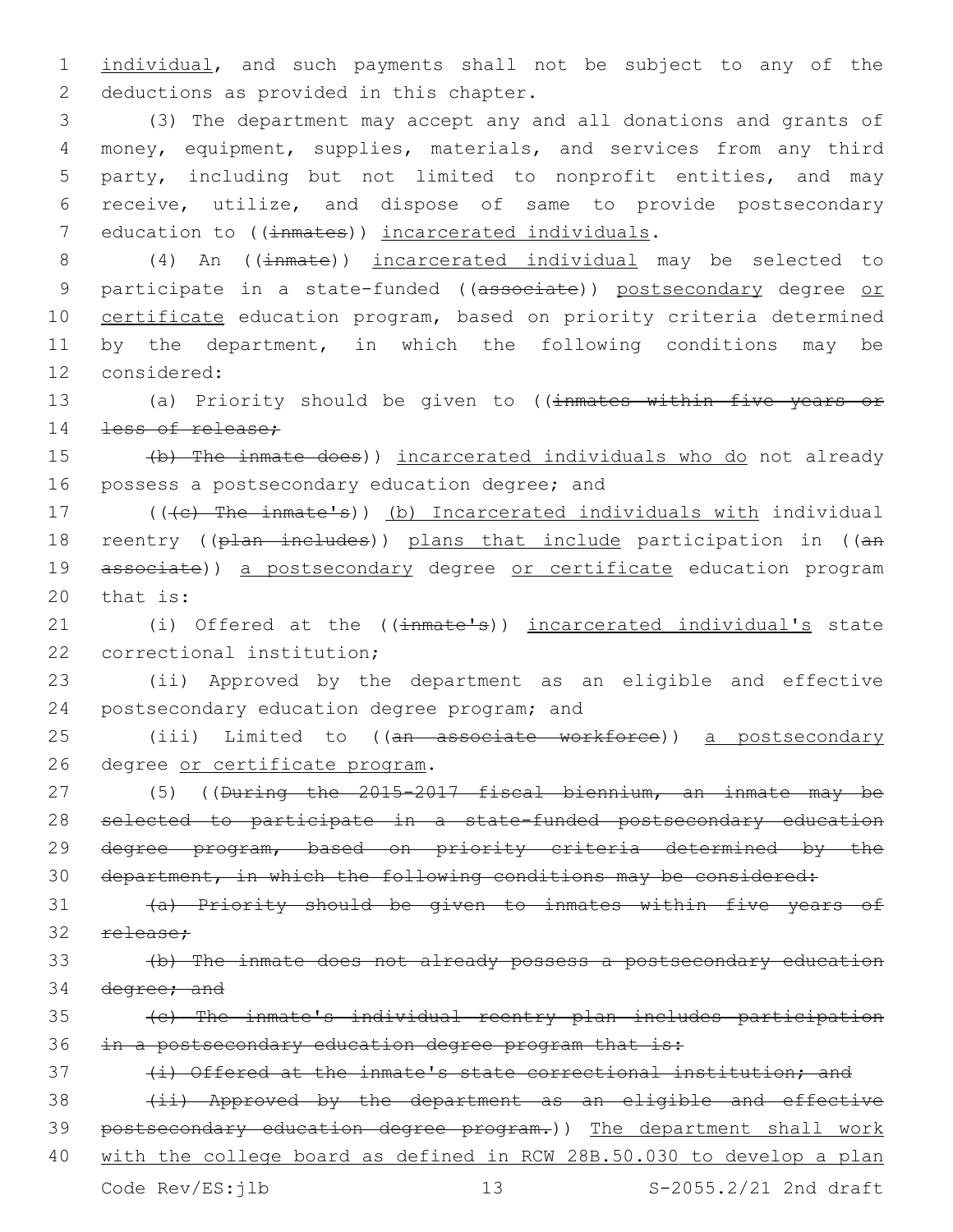individual, and such payments shall not be subject to any of the deductions as provided in this chapter.

(3) The department may accept any and all donations and grants of money, equipment, supplies, materials, and services from any third party, including but not limited to nonprofit entities, and may receive, utilize, and dispose of same to provide postsecondary education to ((~~inmates~~)) incarcerated individuals.

(4) An ((~~inmate~~)) incarcerated individual may be selected to participate in a state-funded ((~~associate~~)) postsecondary degree or certificate education program, based on priority criteria determined by the department, in which the following conditions may be considered:

(a) Priority should be given to ((~~inmates within five years or less of release;~~

~~(b) The inmate does~~)) incarcerated individuals who do not already possess a postsecondary education degree; and

((~~(c) The inmate's~~)) (b) Incarcerated individuals with individual reentry ((~~plan includes~~)) plans that include participation in ((~~an associate~~)) a postsecondary degree or certificate education program that is:

(i) Offered at the ((~~inmate's~~)) incarcerated individual's state correctional institution;

(ii) Approved by the department as an eligible and effective postsecondary education degree program; and

(iii) Limited to ((~~an associate workforce~~)) a postsecondary degree or certificate program.

(5) ((~~During the 2015-2017 fiscal biennium, an inmate may be selected to participate in a state-funded postsecondary education degree program, based on priority criteria determined by the department, in which the following conditions may be considered:~~

~~(a) Priority should be given to inmates within five years of release;~~

~~(b) The inmate does not already possess a postsecondary education degree; and~~

~~(c) The inmate's individual reentry plan includes participation in a postsecondary education degree program that is:~~

~~(i) Offered at the inmate's state correctional institution; and~~

~~(ii) Approved by the department as an eligible and effective postsecondary education degree program.~~)) The department shall work with the college board as defined in RCW 28B.50.030 to develop a plan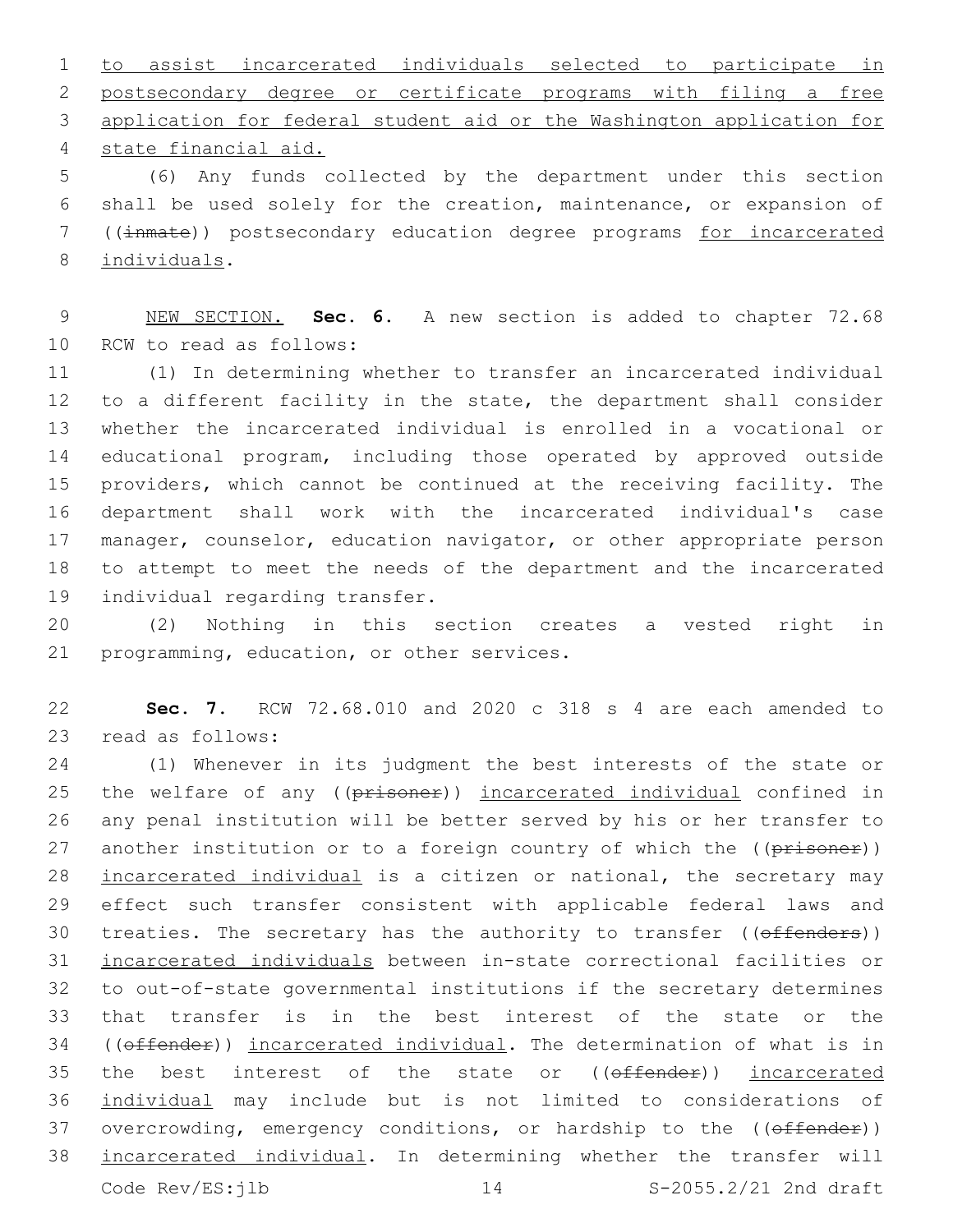to assist incarcerated individuals selected to participate in postsecondary degree or certificate programs with filing a free application for federal student aid or the Washington application for state financial aid.

(6) Any funds collected by the department under this section shall be used solely for the creation, maintenance, or expansion of ((~~inmate~~)) postsecondary education degree programs for incarcerated individuals.

NEW SECTION. **Sec. 6.** A new section is added to chapter 72.68 RCW to read as follows:

(1) In determining whether to transfer an incarcerated individual to a different facility in the state, the department shall consider whether the incarcerated individual is enrolled in a vocational or educational program, including those operated by approved outside providers, which cannot be continued at the receiving facility. The department shall work with the incarcerated individual's case manager, counselor, education navigator, or other appropriate person to attempt to meet the needs of the department and the incarcerated individual regarding transfer.

(2) Nothing in this section creates a vested right in programming, education, or other services.

**Sec. 7.** RCW 72.68.010 and 2020 c 318 s 4 are each amended to read as follows:

(1) Whenever in its judgment the best interests of the state or the welfare of any ((~~prisoner~~)) incarcerated individual confined in any penal institution will be better served by his or her transfer to another institution or to a foreign country of which the ((~~prisoner~~)) incarcerated individual is a citizen or national, the secretary may effect such transfer consistent with applicable federal laws and treaties. The secretary has the authority to transfer ((~~offenders~~)) incarcerated individuals between in-state correctional facilities or to out-of-state governmental institutions if the secretary determines that transfer is in the best interest of the state or the ((~~offender~~)) incarcerated individual. The determination of what is in the best interest of the state or ((~~offender~~)) incarcerated individual may include but is not limited to considerations of overcrowding, emergency conditions, or hardship to the ((~~offender~~)) incarcerated individual. In determining whether the transfer will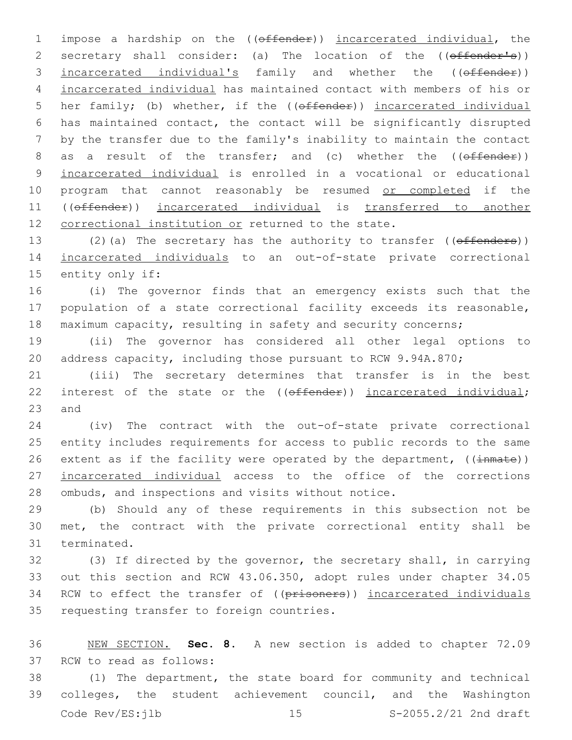impose a hardship on the ((~~offender~~)) incarcerated individual, the secretary shall consider: (a) The location of the ((~~offender's~~)) incarcerated individual's family and whether the ((~~offender~~)) incarcerated individual has maintained contact with members of his or her family; (b) whether, if the ((~~offender~~)) incarcerated individual has maintained contact, the contact will be significantly disrupted by the transfer due to the family's inability to maintain the contact as a result of the transfer; and (c) whether the ((~~offender~~)) incarcerated individual is enrolled in a vocational or educational program that cannot reasonably be resumed or completed if the ((~~offender~~)) incarcerated individual is transferred to another correctional institution or returned to the state.

(2)(a) The secretary has the authority to transfer ((~~offenders~~)) incarcerated individuals to an out-of-state private correctional entity only if:

(i) The governor finds that an emergency exists such that the population of a state correctional facility exceeds its reasonable, maximum capacity, resulting in safety and security concerns;

(ii) The governor has considered all other legal options to address capacity, including those pursuant to RCW 9.94A.870;

(iii) The secretary determines that transfer is in the best interest of the state or the ((~~offender~~)) incarcerated individual; and

(iv) The contract with the out-of-state private correctional entity includes requirements for access to public records to the same extent as if the facility were operated by the department, ((~~inmate~~)) incarcerated individual access to the office of the corrections ombuds, and inspections and visits without notice.

(b) Should any of these requirements in this subsection not be met, the contract with the private correctional entity shall be terminated.

(3) If directed by the governor, the secretary shall, in carrying out this section and RCW 43.06.350, adopt rules under chapter 34.05 RCW to effect the transfer of ((~~prisoners~~)) incarcerated individuals requesting transfer to foreign countries.

NEW SECTION. **Sec. 8.** A new section is added to chapter 72.09 RCW to read as follows:

(1) The department, the state board for community and technical colleges, the student achievement council, and the Washington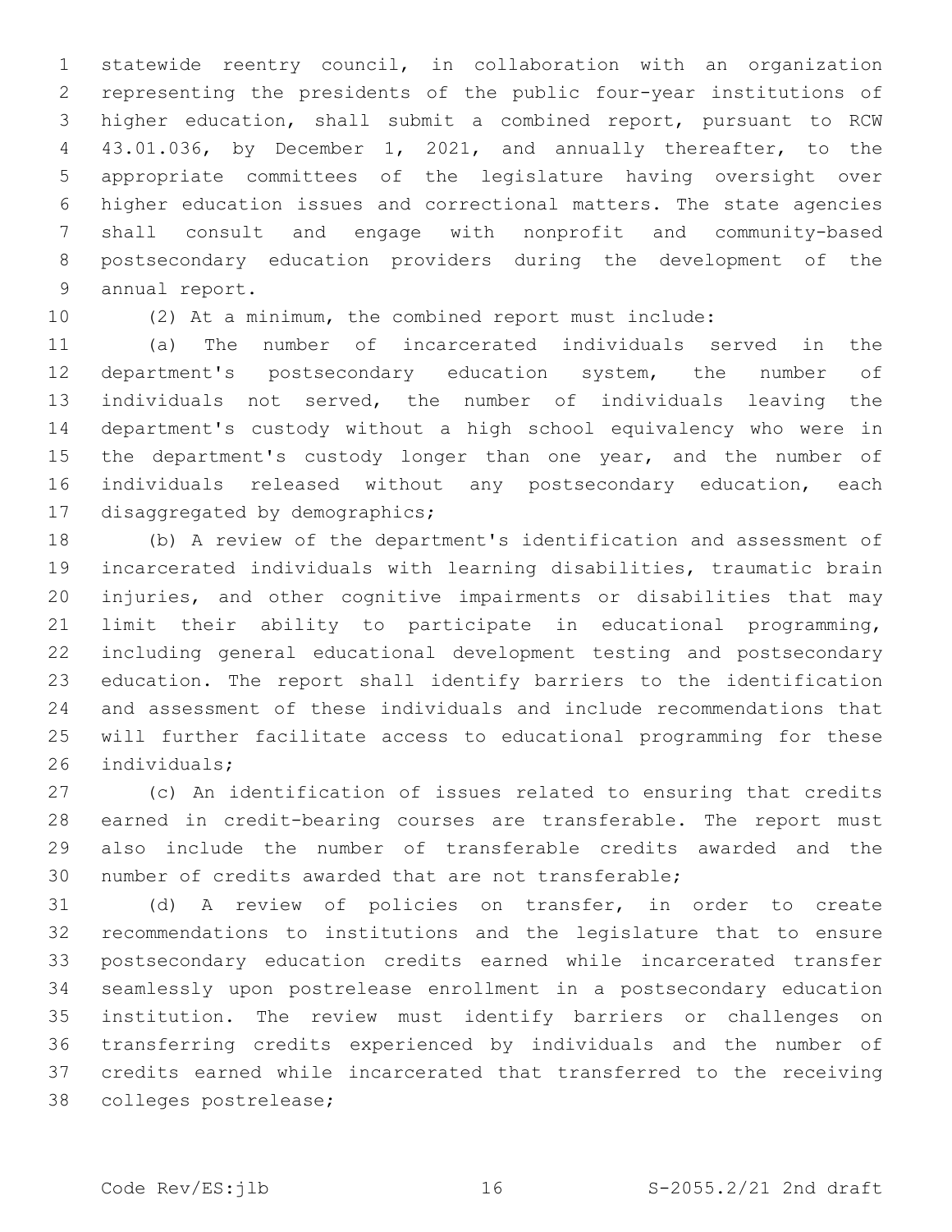statewide reentry council, in collaboration with an organization representing the presidents of the public four-year institutions of higher education, shall submit a combined report, pursuant to RCW 43.01.036, by December 1, 2021, and annually thereafter, to the appropriate committees of the legislature having oversight over higher education issues and correctional matters. The state agencies shall consult and engage with nonprofit and community-based postsecondary education providers during the development of the annual report.

(2) At a minimum, the combined report must include:

(a) The number of incarcerated individuals served in the department's postsecondary education system, the number of individuals not served, the number of individuals leaving the department's custody without a high school equivalency who were in the department's custody longer than one year, and the number of individuals released without any postsecondary education, each disaggregated by demographics;

(b) A review of the department's identification and assessment of incarcerated individuals with learning disabilities, traumatic brain injuries, and other cognitive impairments or disabilities that may limit their ability to participate in educational programming, including general educational development testing and postsecondary education. The report shall identify barriers to the identification and assessment of these individuals and include recommendations that will further facilitate access to educational programming for these individuals;

(c) An identification of issues related to ensuring that credits earned in credit-bearing courses are transferable. The report must also include the number of transferable credits awarded and the number of credits awarded that are not transferable;

(d) A review of policies on transfer, in order to create recommendations to institutions and the legislature that to ensure postsecondary education credits earned while incarcerated transfer seamlessly upon postrelease enrollment in a postsecondary education institution. The review must identify barriers or challenges on transferring credits experienced by individuals and the number of credits earned while incarcerated that transferred to the receiving colleges postrelease;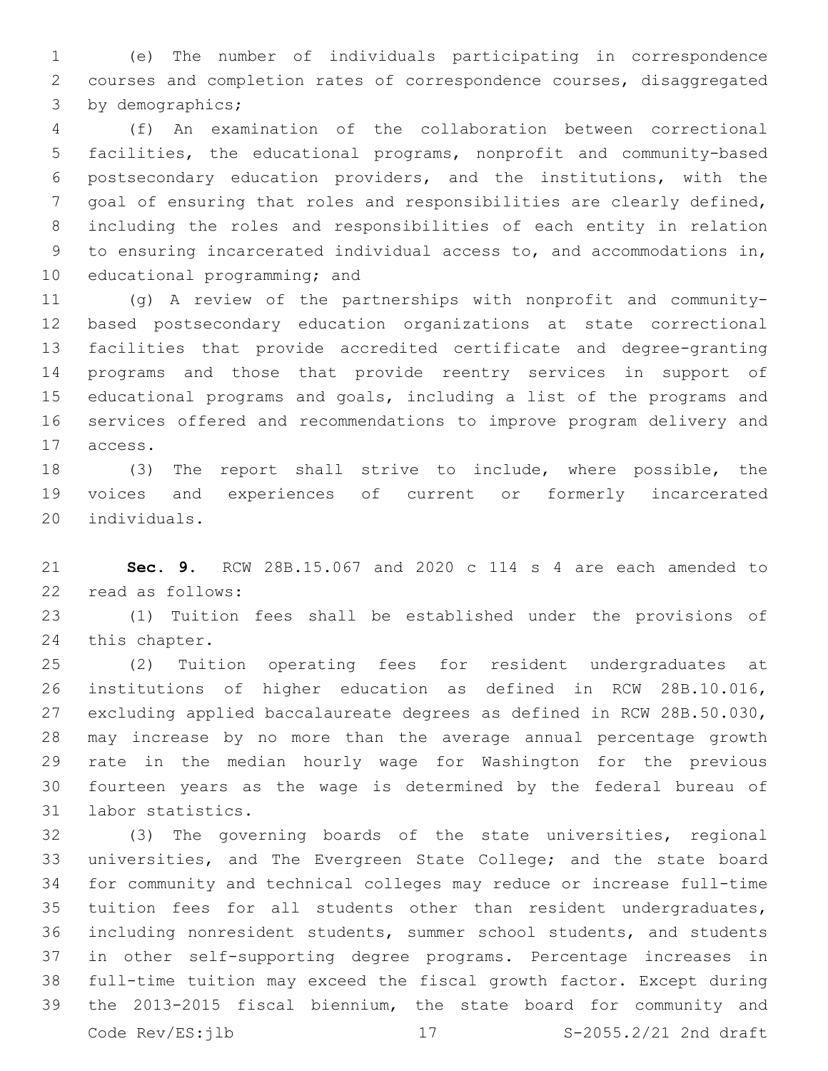(e) The number of individuals participating in correspondence courses and completion rates of correspondence courses, disaggregated by demographics;

(f) An examination of the collaboration between correctional facilities, the educational programs, nonprofit and community-based postsecondary education providers, and the institutions, with the goal of ensuring that roles and responsibilities are clearly defined, including the roles and responsibilities of each entity in relation to ensuring incarcerated individual access to, and accommodations in, educational programming; and

(g) A review of the partnerships with nonprofit and community-based postsecondary education organizations at state correctional facilities that provide accredited certificate and degree-granting programs and those that provide reentry services in support of educational programs and goals, including a list of the programs and services offered and recommendations to improve program delivery and access.

(3) The report shall strive to include, where possible, the voices and experiences of current or formerly incarcerated individuals.

**Sec. 9.** RCW 28B.15.067 and 2020 c 114 s 4 are each amended to read as follows:

(1) Tuition fees shall be established under the provisions of this chapter.

(2) Tuition operating fees for resident undergraduates at institutions of higher education as defined in RCW 28B.10.016, excluding applied baccalaureate degrees as defined in RCW 28B.50.030, may increase by no more than the average annual percentage growth rate in the median hourly wage for Washington for the previous fourteen years as the wage is determined by the federal bureau of labor statistics.

(3) The governing boards of the state universities, regional universities, and The Evergreen State College; and the state board for community and technical colleges may reduce or increase full-time tuition fees for all students other than resident undergraduates, including nonresident students, summer school students, and students in other self-supporting degree programs. Percentage increases in full-time tuition may exceed the fiscal growth factor. Except during the 2013-2015 fiscal biennium, the state board for community and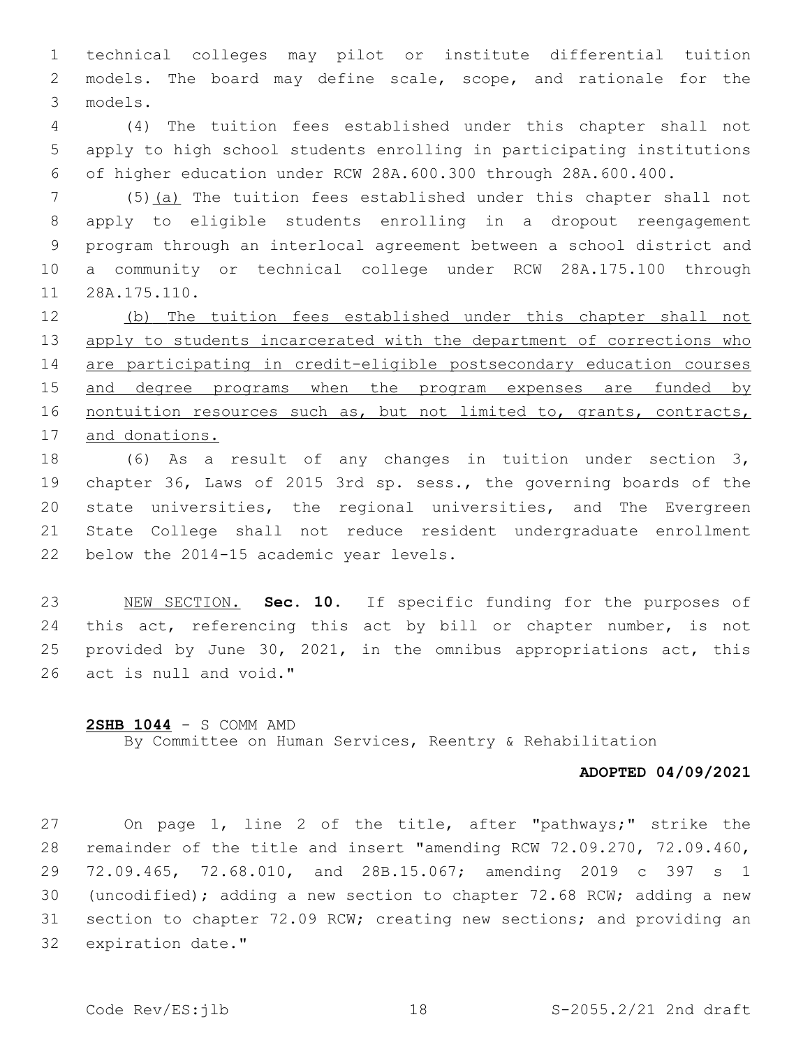technical colleges may pilot or institute differential tuition models. The board may define scale, scope, and rationale for the models.

(4) The tuition fees established under this chapter shall not apply to high school students enrolling in participating institutions of higher education under RCW 28A.600.300 through 28A.600.400.

(5)<u>(a)</u> The tuition fees established under this chapter shall not apply to eligible students enrolling in a dropout reengagement program through an interlocal agreement between a school district and a community or technical college under RCW 28A.175.100 through 28A.175.110.

<u>(b) The tuition fees established under this chapter shall not apply to students incarcerated with the department of corrections who are participating in credit-eligible postsecondary education courses and degree programs when the program expenses are funded by nontuition resources such as, but not limited to, grants, contracts, and donations.</u>

(6) As a result of any changes in tuition under section 3, chapter 36, Laws of 2015 3rd sp. sess., the governing boards of the state universities, the regional universities, and The Evergreen State College shall not reduce resident undergraduate enrollment below the 2014-15 academic year levels.

<u>NEW SECTION.</u> **Sec. 10.** If specific funding for the purposes of this act, referencing this act by bill or chapter number, is not provided by June 30, 2021, in the omnibus appropriations act, this act is null and void."

**<u>2SHB 1044</u>** - S COMM AMD
By Committee on Human Services, Reentry & Rehabilitation

**ADOPTED 04/09/2021**

On page 1, line 2 of the title, after "pathways;" strike the remainder of the title and insert "amending RCW 72.09.270, 72.09.460, 72.09.465, 72.68.010, and 28B.15.067; amending 2019 c 397 s 1 (uncodified); adding a new section to chapter 72.68 RCW; adding a new section to chapter 72.09 RCW; creating new sections; and providing an expiration date."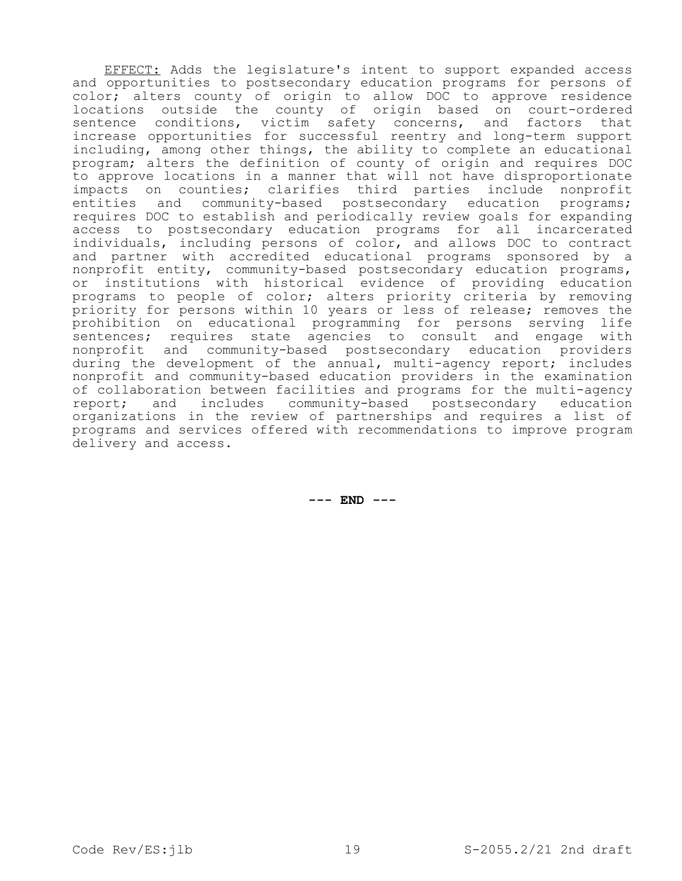EFFECT: Adds the legislature's intent to support expanded access and opportunities to postsecondary education programs for persons of color; alters county of origin to allow DOC to approve residence locations outside the county of origin based on court-ordered sentence conditions, victim safety concerns, and factors that increase opportunities for successful reentry and long-term support including, among other things, the ability to complete an educational program; alters the definition of county of origin and requires DOC to approve locations in a manner that will not have disproportionate impacts on counties; clarifies third parties include nonprofit entities and community-based postsecondary education programs; requires DOC to establish and periodically review goals for expanding access to postsecondary education programs for all incarcerated individuals, including persons of color, and allows DOC to contract and partner with accredited educational programs sponsored by a nonprofit entity, community-based postsecondary education programs, or institutions with historical evidence of providing education programs to people of color; alters priority criteria by removing priority for persons within 10 years or less of release; removes the prohibition on educational programming for persons serving life sentences; requires state agencies to consult and engage with nonprofit and community-based postsecondary education providers during the development of the annual, multi-agency report; includes nonprofit and community-based education providers in the examination of collaboration between facilities and programs for the multi-agency report; and includes community-based postsecondary education organizations in the review of partnerships and requires a list of programs and services offered with recommendations to improve program delivery and access.

**--- END ---**